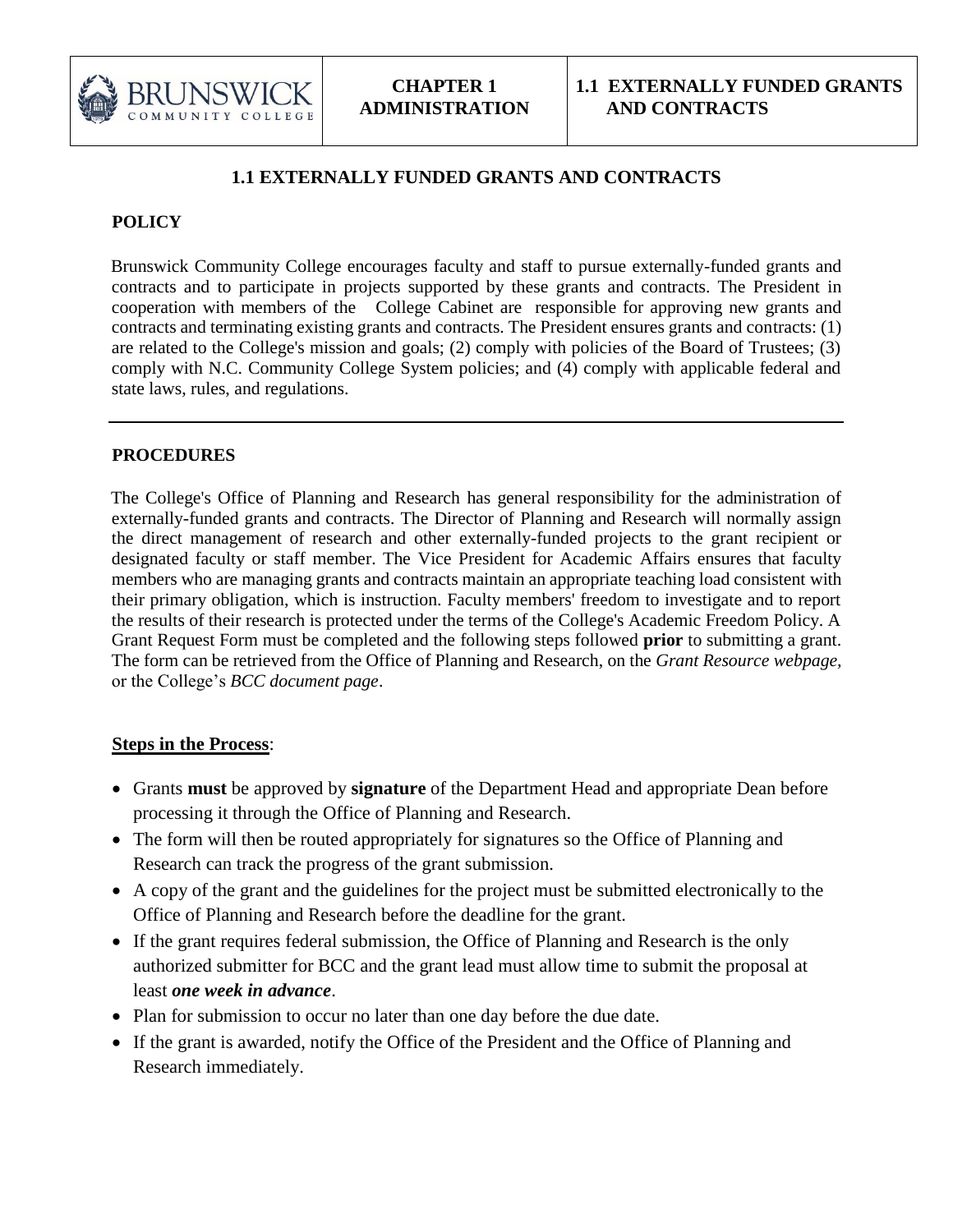# 1.1 EXTERNALLY FUNDED GRANTS AND CONTRACTS

## POLICY

Brunswick Community College encourages faculty and staff to pursue externally-funded grants and contracts and to participate in projects supported by these grants and contracts. The President in cooperation with members of the College Cabinet are responsible for approving new grants and contracts and terminating existing grants and contracts. The President ensures grants and contracts: (1) are related to the College's mission and goals; (2) comply with policies of the Board of Trustees; (3) comply with N.C. Community College System policies; and (4) comply with applicable federal and state laws, rules, and regulations.

---

## PROCEDURES

The College's Office of Planning and Research has general responsibility for the administration of externally-funded grants and contracts. The Director of Planning and Research will normally assign the direct management of research and other externally-funded projects to the grant recipient or designated faculty or staff member. The Vice President for Academic Affairs ensures that faculty members who are managing grants and contracts maintain an appropriate teaching load consistent with their primary obligation, which is instruction. Faculty members' freedom to investigate and to report the results of their research is protected under the terms of the College's Academic Freedom Policy. A Grant Request Form must be completed and the following steps followed **prior** to submitting a grant. The form can be retrieved from the Office of Planning and Research, on the *Grant Resource webpage*, or the College's *BCC document page*.

**Steps in the Process**:

- Grants **must** be approved by **signature** of the Department Head and appropriate Dean before processing it through the Office of Planning and Research.
- The form will then be routed appropriately for signatures so the Office of Planning and Research can track the progress of the grant submission.
- A copy of the grant and the guidelines for the project must be submitted electronically to the Office of Planning and Research before the deadline for the grant.
- If the grant requires federal submission, the Office of Planning and Research is the only authorized submitter for BCC and the grant lead must allow time to submit the proposal at least ***one week in advance***.
- Plan for submission to occur no later than one day before the due date.
- If the grant is awarded, notify the Office of the President and the Office of Planning and Research immediately.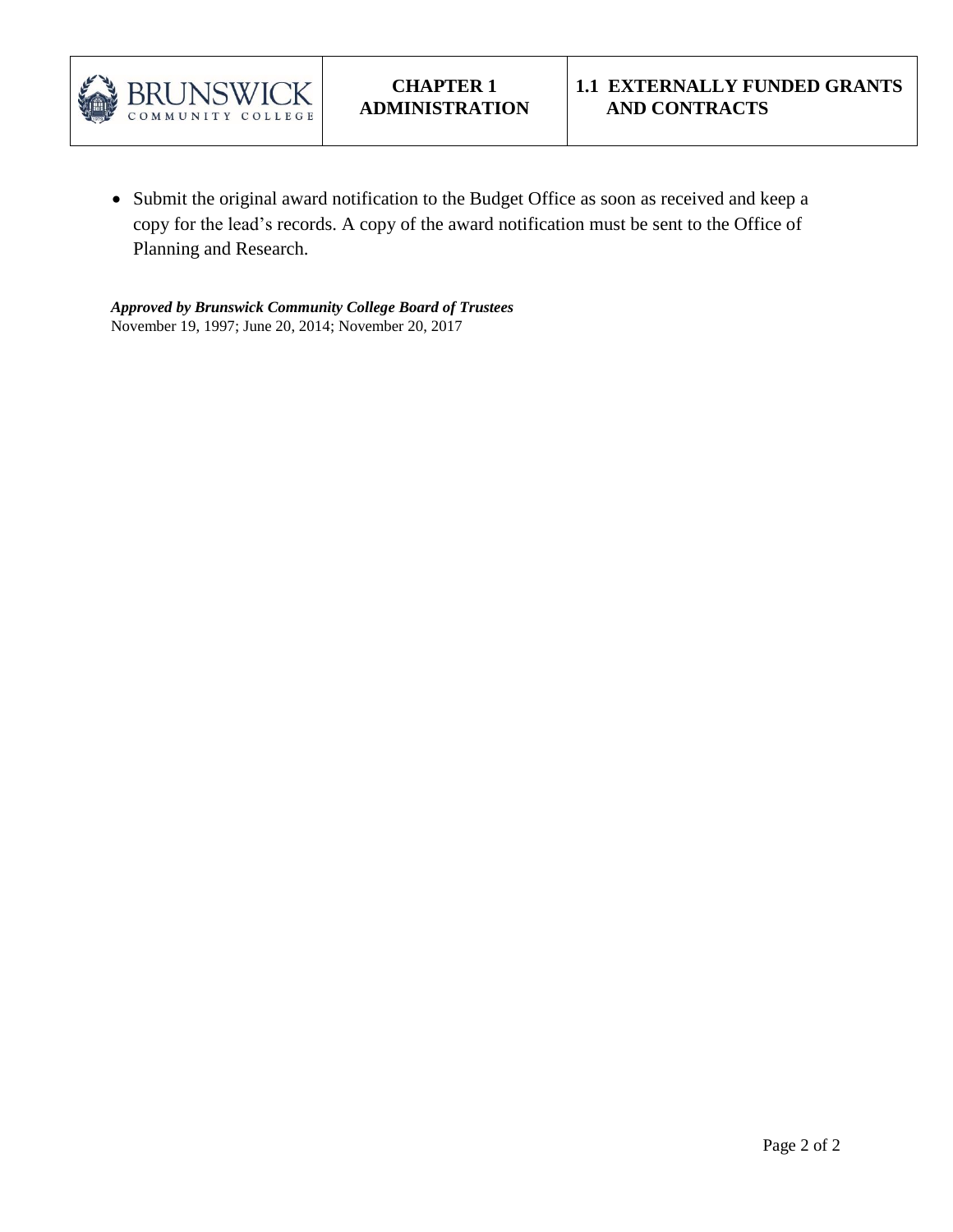- Submit the original award notification to the Budget Office as soon as received and keep a copy for the lead's records. A copy of the award notification must be sent to the Office of Planning and Research.

***Approved by Brunswick Community College Board of Trustees***
November 19, 1997; June 20, 2014; November 20, 2017